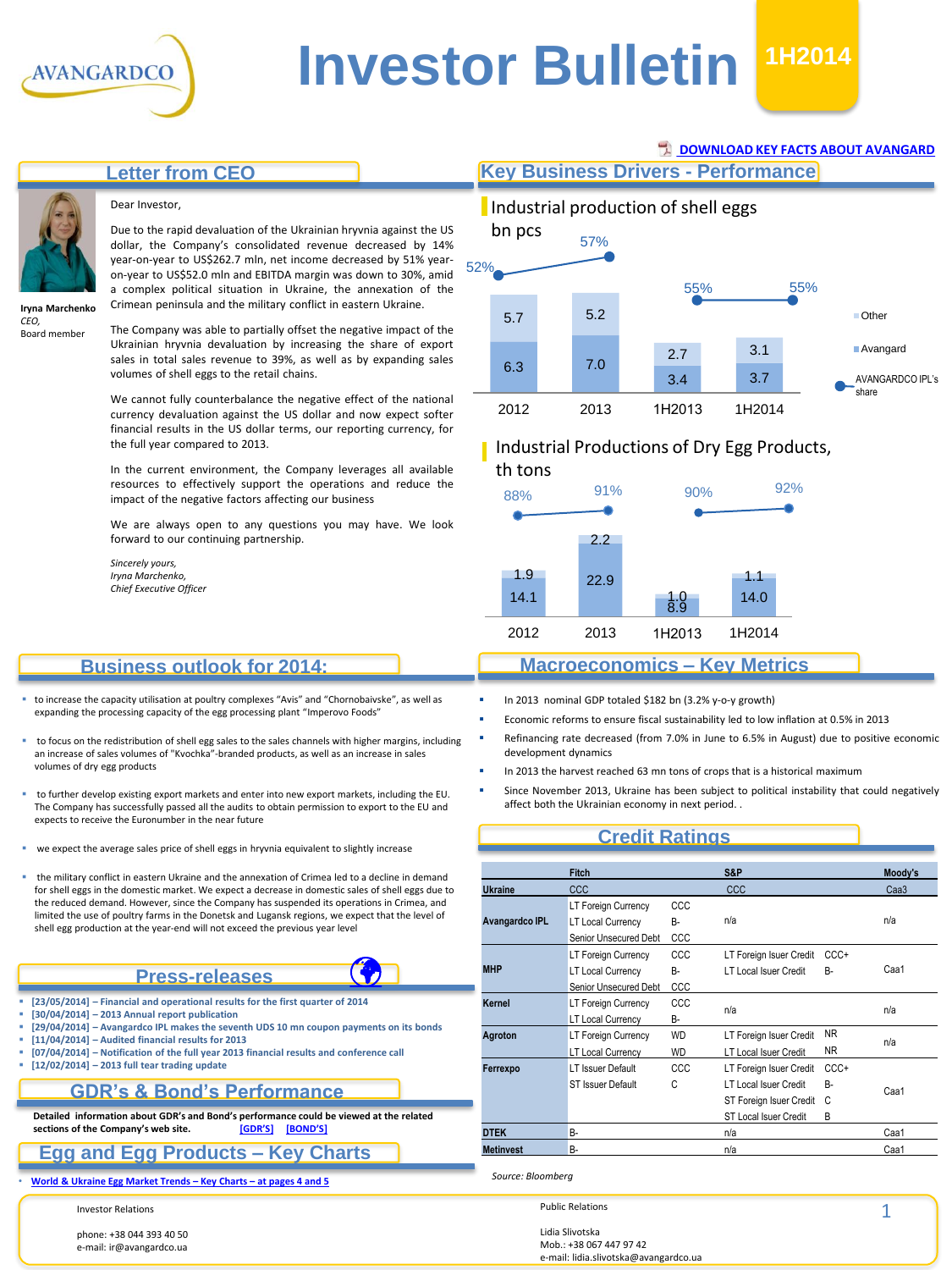# Investor Bulletin 1H2014

DOWNLOAD KEY FACTS ABOUT AVANGARD

## Letter from CEO

**Iryna Marchenko**
*CEO,*
Board member

Dear Investor,

Due to the rapid devaluation of the Ukrainian hryvnia against the US dollar, the Company's consolidated revenue decreased by 14% year-on-year to US$262.7 mln, net income decreased by 51% year-on-year to US$52.0 mln and EBITDA margin was down to 30%, amid a complex political situation in Ukraine, the annexation of the Crimean peninsula and the military conflict in eastern Ukraine.

The Company was able to partially offset the negative impact of the Ukrainian hryvnia devaluation by increasing the share of export sales in total sales revenue to 39%, as well as by expanding sales volumes of shell eggs to the retail chains.

We cannot fully counterbalance the negative effect of the national currency devaluation against the US dollar and now expect softer financial results in the US dollar terms, our reporting currency, for the full year compared to 2013.

In the current environment, the Company leverages all available resources to effectively support the operations and reduce the impact of the negative factors affecting our business

We are always open to any questions you may have. We look forward to our continuing partnership.

*Sincerely yours,*
*Iryna Marchenko,*
*Chief Executive Officer*

## Key Business Drivers - Performance

### Industrial production of shell eggs bn pcs

| | 2012 | 2013 | 1H2013 | 1H2014 |
|---|---|---|---|---|
| Other | 5.7 | 5.2 | 2.7 | 3.1 |
| Avangard | 6.3 | 7.0 | 3.4 | 3.7 |
| AVANGARDCO IPL's share | 52% | 57% | 55% | 55% |

### Industrial Productions of Dry Egg Products, th tons

| | 2012 | 2013 | 1H2013 | 1H2014 |
|---|---|---|---|---|
| Other | 1.9 | 2.2 | 1.0 | 1.1 |
| Avangard | 14.1 | 22.9 | 8.9 | 14.0 |
| AVANGARDCO IPL's share | 88% | 91% | 90% | 92% |

## Business outlook for 2014:

- to increase the capacity utilisation at poultry complexes "Avis" and "Chornobaivske", as well as expanding the processing capacity of the egg processing plant "Imperovo Foods"
- to focus on the redistribution of shell egg sales to the sales channels with higher margins, including an increase of sales volumes of "Kvochka"-branded products, as well as an increase in sales volumes of dry egg products
- to further develop existing export markets and enter into new export markets, including the EU. The Company has successfully passed all the audits to obtain permission to export to the EU and expects to receive the Euronumber in the near future
- we expect the average sales price of shell eggs in hryvnia equivalent to slightly increase
- the military conflict in eastern Ukraine and the annexation of Crimea led to a decline in demand for shell eggs in the domestic market. We expect a decrease in domestic sales of shell eggs due to the reduced demand. However, since the Company has suspended its operations in Crimea, and limited the use of poultry farms in the Donetsk and Lugansk regions, we expect that the level of shell egg production at the year-end will not exceed the previous year level

## Macroeconomics – Key Metrics

- In 2013 nominal GDP totaled $182 bn (3.2% y-o-y growth)
- Economic reforms to ensure fiscal sustainability led to low inflation at 0.5% in 2013
- Refinancing rate decreased (from 7.0% in June to 6.5% in August) due to positive economic development dynamics
- In 2013 the harvest reached 63 mn tons of crops that is a historical maximum
- Since November 2013, Ukraine has been subject to political instability that could negatively affect both the Ukrainian economy in next period. .

## Credit Ratings

| | Fitch | | S&P | | Moody's |
|---|---|---|---|---|---|
| **Ukraine** | CCC | | CCC | | Caa3 |
| **Avangardco IPL** | LT Foreign Currency | CCC | n/a | | n/a |
| | LT Local Currency | B- | | | |
| | Senior Unsecured Debt | CCC | | | |
| **MHP** | LT Foreign Currency | CCC | LT Foreign Isuer Credit | CCC+ | Caa1 |
| | LT Local Currency | B- | LT Local Isuer Credit | B- | |
| | Senior Unsecured Debt | CCC | | | |
| **Kernel** | LT Foreign Currency | CCC | n/a | | n/a |
| | LT Local Currency | B- | | | |
| **Agroton** | LT Foreign Currency | WD | LT Foreign Isuer Credit | NR | n/a |
| | LT Local Currency | WD | LT Local Isuer Credit | NR | |
| **Ferrexpo** | LT Issuer Default | CCC | LT Foreign Isuer Credit | CCC+ | Caa1 |
| | ST Issuer Default | C | LT Local Isuer Credit | B- | |
| | | | ST Foreign Isuer Credit | C | |
| | | | ST Local Isuer Credit | B | |
| **DTEK** | B- | | n/a | | Caa1 |
| **Metinvest** | B- | | n/a | | Caa1 |

*Source: Bloomberg*

## Press-releases

- **[23/05/2014] – Financial and operational results for the first quarter of 2014**
- **[30/04/2014] – 2013 Annual report publication**
- **[29/04/2014] – Avangardco IPL makes the seventh UDS 10 mn coupon payments on its bonds**
- **[11/04/2014] – Audited financial results for 2013**
- **[07/04/2014] – Notification of the full year 2013 financial results and conference call**
- **[12/02/2014] – 2013 full tear trading update**

## GDR's & Bond's Performance

**Detailed information about GDR's and Bond's performance could be viewed at the related sections of the Company's web site.** [GDR'S] [BOND'S]

## Egg and Egg Products – Key Charts

- World & Ukraine Egg Market Trends – Key Charts – at pages 4 and 5

Investor Relations

phone: +38 044 393 40 50
e-mail: ir@avangardco.ua

Public Relations

Lidia Slivotska
Mob.: +38 067 447 97 42
e-mail: lidia.slivotska@avangardco.ua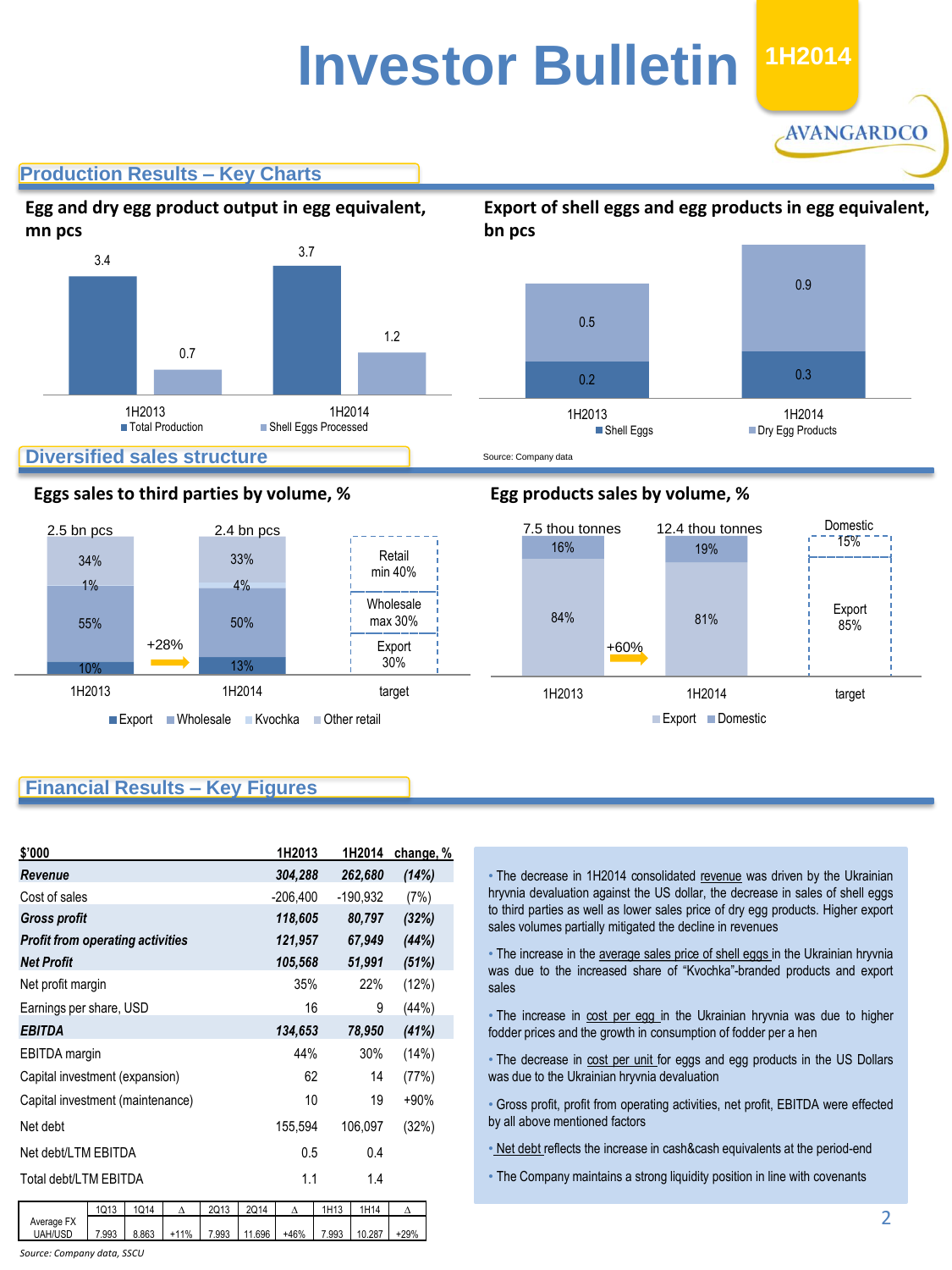# Investor Bulletin 1H2014

AVANGARDCO

## Production Results – Key Charts

### Egg and dry egg product output in egg equivalent, mn pcs

| | Total Production | Shell Eggs Processed |
|---|---|---|
| 1H2013 | 3.4 | 0.7 |
| 1H2014 | 3.7 | 1.2 |

### Export of shell eggs and egg products in egg equivalent, bn pcs

| | Shell Eggs | Dry Egg Products |
|---|---|---|
| 1H2013 | 0.2 | 0.5 |
| 1H2014 | 0.3 | 0.9 |

Source: Company data

## Diversified sales structure

### Eggs sales to third parties by volume, %

| | 1H2013 (2.5 bn pcs) | 1H2014 (2.4 bn pcs) | target |
|---|---|---|---|
| Export | 10% | 13% | 30% |
| Wholesale | 55% | 50% | max 30% |
| Kvochka | 1% | 4% | |
| Other retail | 34% | 33% | |
| Retail | | | min 40% |

Export growth: +28%

### Egg products sales by volume, %

| | 1H2013 (7.5 thou tonnes) | 1H2014 (12.4 thou tonnes) | target |
|---|---|---|---|
| Export | 84% | 81% | 85% |
| Domestic | 16% | 19% | 15% |

Growth: +60%

## Financial Results – Key Figures

| $'000 | 1H2013 | 1H2014 | change, % |
|---|---|---|---|
| ***Revenue*** | ***304,288*** | ***262,680*** | ***(14%)*** |
| Cost of sales | -206,400 | -190,932 | (7%) |
| ***Gross profit*** | ***118,605*** | ***80,797*** | ***(32%)*** |
| ***Profit from operating activities*** | ***121,957*** | ***67,949*** | ***(44%)*** |
| ***Net Profit*** | ***105,568*** | ***51,991*** | ***(51%)*** |
| Net profit margin | 35% | 22% | (12%) |
| Earnings per share, USD | 16 | 9 | (44%) |
| ***EBITDA*** | ***134,653*** | ***78,950*** | ***(41%)*** |
| EBITDA margin | 44% | 30% | (14%) |
| Capital investment (expansion) | 62 | 14 | (77%) |
| Capital investment (maintenance) | 10 | 19 | +90% |
| Net debt | 155,594 | 106,097 | (32%) |
| Net debt/LTM EBITDA | 0.5 | 0.4 | |
| Total debt/LTM EBITDA | 1.1 | 1.4 | |

| | 1Q13 | 1Q14 | Δ | 2Q13 | 2Q14 | Δ | 1H13 | 1H14 | Δ |
|---|---|---|---|---|---|---|---|---|---|
| Average FX UAH/USD | 7.993 | 8.863 | +11% | 7.993 | 11.696 | +46% | 7.993 | 10.287 | +29% |

*Source: Company data, SSCU*

- The decrease in 1H2014 consolidated revenue was driven by the Ukrainian hryvnia devaluation against the US dollar, the decrease in sales of shell eggs to third parties as well as lower sales price of dry egg products. Higher export sales volumes partially mitigated the decline in revenues
- The increase in the average sales price of shell eggs in the Ukrainian hryvnia was due to the increased share of "Kvochka"-branded products and export sales
- The increase in cost per egg in the Ukrainian hryvnia was due to higher fodder prices and the growth in consumption of fodder per a hen
- The decrease in cost per unit for eggs and egg products in the US Dollars was due to the Ukrainian hryvnia devaluation
- Gross profit, profit from operating activities, net profit, EBITDA were effected by all above mentioned factors
- Net debt reflects the increase in cash&cash equivalents at the period-end
- The Company maintains a strong liquidity position in line with covenants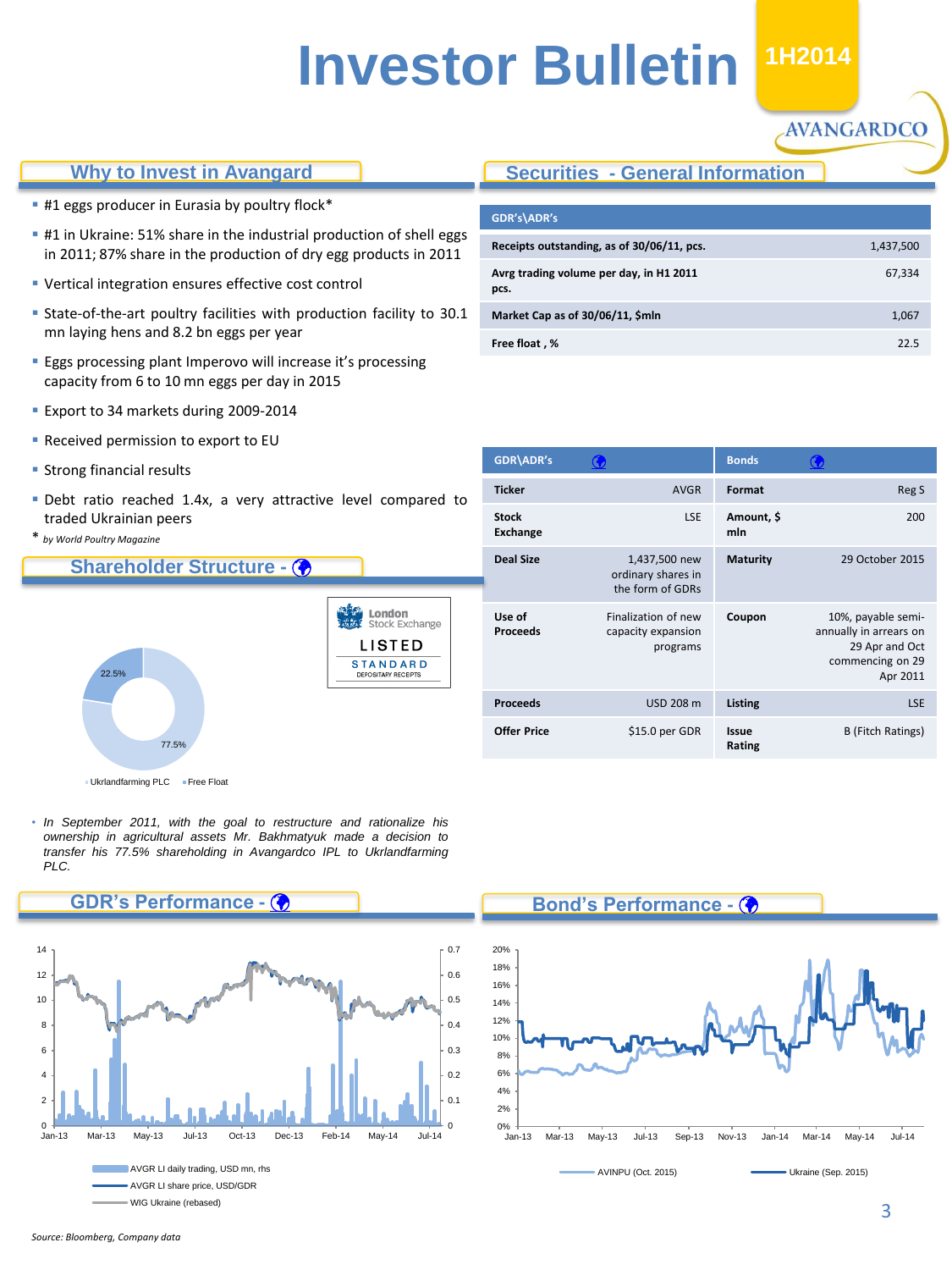# Investor Bulletin

**1H2014**

AVANGARDCO

## Why to Invest in Avangard

- #1 eggs producer in Eurasia by poultry flock*
- #1 in Ukraine: 51% share in the industrial production of shell eggs in 2011; 87% share in the production of dry egg products in 2011
- Vertical integration ensures effective cost control
- State-of-the-art poultry facilities with production facility to 30.1 mn laying hens and 8.2 bn eggs per year
- Eggs processing plant Imperovo will increase it's processing capacity from 6 to 10 mn eggs per day in 2015
- Export to 34 markets during 2009-2014
- Received permission to export to EU
- Strong financial results
- Debt ratio reached 1.4x, a very attractive level compared to traded Ukrainian peers

* *by World Poultry Magazine*

## Securities - General Information

| GDR's\ADR's | |
|---|---|
| **Receipts outstanding, as of 30/06/11, pcs.** | 1,437,500 |
| **Avrg trading volume per day, in H1 2011 pcs.** | 67,334 |
| **Market Cap as of 30/06/11, $mln** | 1,067 |
| **Free float , %** | 22.5 |

| GDR\ADR's | | Bonds | |
|---|---|---|---|
| **Ticker** | AVGR | **Format** | Reg S |
| **Stock Exchange** | LSE | **Amount, $ mln** | 200 |
| **Deal Size** | 1,437,500 new ordinary shares in the form of GDRs | **Maturity** | 29 October 2015 |
| **Use of Proceeds** | Finalization of new capacity expansion programs | **Coupon** | 10%, payable semi-annually in arrears on 29 Apr and Oct commencing on 29 Apr 2011 |
| **Proceeds** | USD 208 m | **Listing** | LSE |
| **Offer Price** | $15.0 per GDR | **Issue Rating** | B (Fitch Ratings) |

## Shareholder Structure -

London Stock Exchange LISTED STANDARD DEPOSITARY RECEIPTS

Ukrlandfarming PLC: 77.5%; Free Float: 22.5%

- *In September 2011, with the goal to restructure and rationalize his ownership in agricultural assets Mr. Bakhmatyuk made a decision to transfer his 77.5% shareholding in Avangardco IPL to Ukrlandfarming PLC.*

## GDR's Performance -

Legend: AVGR LI daily trading, USD mn, rhs; AVGR LI share price, USD/GDR; WIG Ukraine (rebased)

## Bond's Performance -

Legend: AVINPU (Oct. 2015); Ukraine (Sep. 2015)

*Source: Bloomberg, Company data*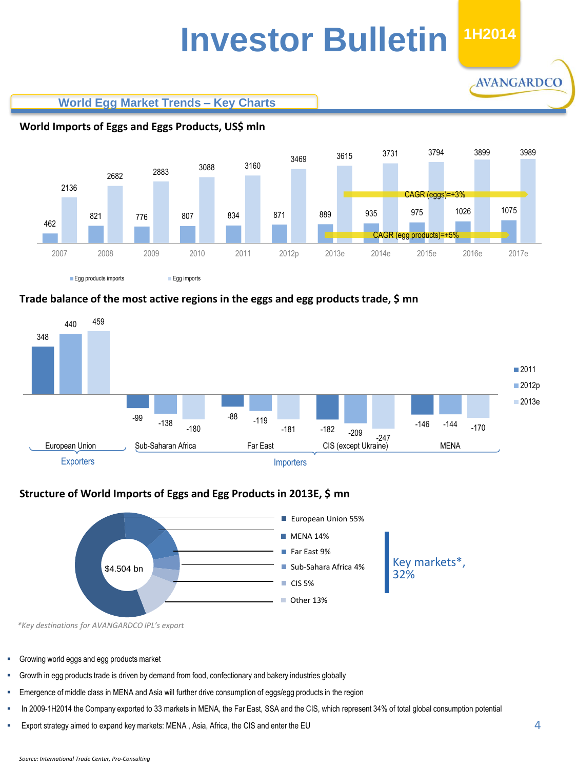# Investor Bulletin

1H2014

AVANGARDCO

## World Egg Market Trends – Key Charts

### World Imports of Eggs and Eggs Products, US$ mln

| | 2007 | 2008 | 2009 | 2010 | 2011 | 2012p | 2013e | 2014e | 2015e | 2016e | 2017e |
|---|---|---|---|---|---|---|---|---|---|---|---|
| Egg products imports | 462 | 821 | 776 | 807 | 834 | 871 | 889 | 935 | 975 | 1026 | 1075 |
| Egg imports | 2136 | 2682 | 2883 | 3088 | 3160 | 3469 | 3615 | 3731 | 3794 | 3899 | 3989 |

CAGR (eggs)=+3%

CAGR (egg products)=+5%

### Trade balance of the most active regions in the eggs and egg products trade, $ mn

| Region | 2011 | 2012p | 2013e |
|---|---|---|---|
| European Union (Exporters) | 348 | 440 | 459 |
| Sub-Saharan Africa (Importers) | -99 | -138 | -180 |
| Far East (Importers) | -88 | -119 | -181 |
| CIS (except Ukraine) (Importers) | -182 | -209 | -247 |
| MENA (Importers) | -146 | -144 | -170 |

### Structure of World Imports of Eggs and Egg Products in 2013E, $ mn

$4.504 bn

- European Union 55%
- MENA 14%
- Far East 9%
- Sub-Sahara Africa 4%
- CIS 5%
- Other 13%

Key markets*, 32%

*Key destinations for AVANGARDCO IPL's export

- Growing world eggs and egg products market
- Growth in egg products trade is driven by demand from food, confectionary and bakery industries globally
- Emergence of middle class in MENA and Asia will further drive consumption of eggs/egg products in the region
- In 2009-1H2014 the Company exported to 33 markets in MENA, the Far East, SSA and the CIS, which represent 34% of total global consumption potential
- Export strategy aimed to expand key markets: MENA , Asia, Africa, the CIS and enter the EU

*Source: International Trade Center, Pro-Consulting*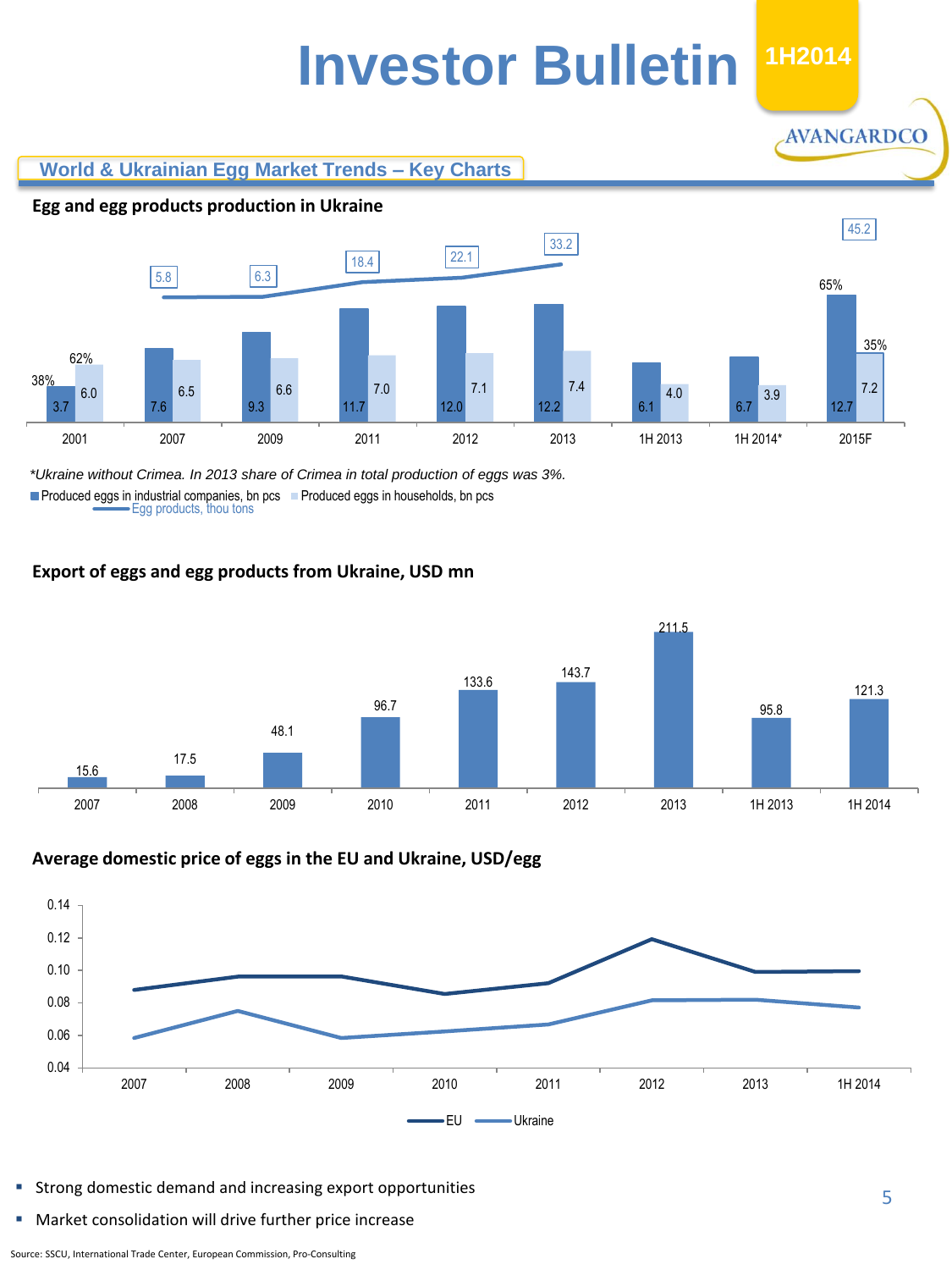# Investor Bulletin 1H2014

## World & Ukrainian Egg Market Trends – Key Charts

### Egg and egg products production in Ukraine

| | 2001 | 2007 | 2009 | 2011 | 2012 | 2013 | 1H 2013 | 1H 2014* | 2015F |
|---|---|---|---|---|---|---|---|---|---|
| Produced eggs in industrial companies, bn pcs | 3.7 | 7.6 | 9.3 | 11.7 | 12.0 | 12.2 | 6.1 | 6.7 | 12.7 |
| Produced eggs in households, bn pcs | 6.0 | 6.5 | 6.6 | 7.0 | 7.1 | 7.4 | 4.0 | 3.9 | 7.2 |
| Egg products, thou tons | | 5.8 | 6.3 | 18.4 | 22.1 | 33.2 | | | 45.2 |

2001: 38% / 62%; 2015F: 65% / 35%

*Ukraine without Crimea. In 2013 share of Crimea in total production of eggs was 3%.*

### Export of eggs and egg products from Ukraine, USD mn

| 2007 | 2008 | 2009 | 2010 | 2011 | 2012 | 2013 | 1H 2013 | 1H 2014 |
|---|---|---|---|---|---|---|---|---|
| 15.6 | 17.5 | 48.1 | 96.7 | 133.6 | 143.7 | 211.5 | 95.8 | 121.3 |

### Average domestic price of eggs in the EU and Ukraine, USD/egg

Legend: EU, Ukraine (years 2007–2011, 2012, 2013, 1H 2014; axis 0.04–0.14)

- Strong domestic demand and increasing export opportunities
- Market consolidation will drive further price increase

Source: SSCU, International Trade Center, European Commission, Pro-Consulting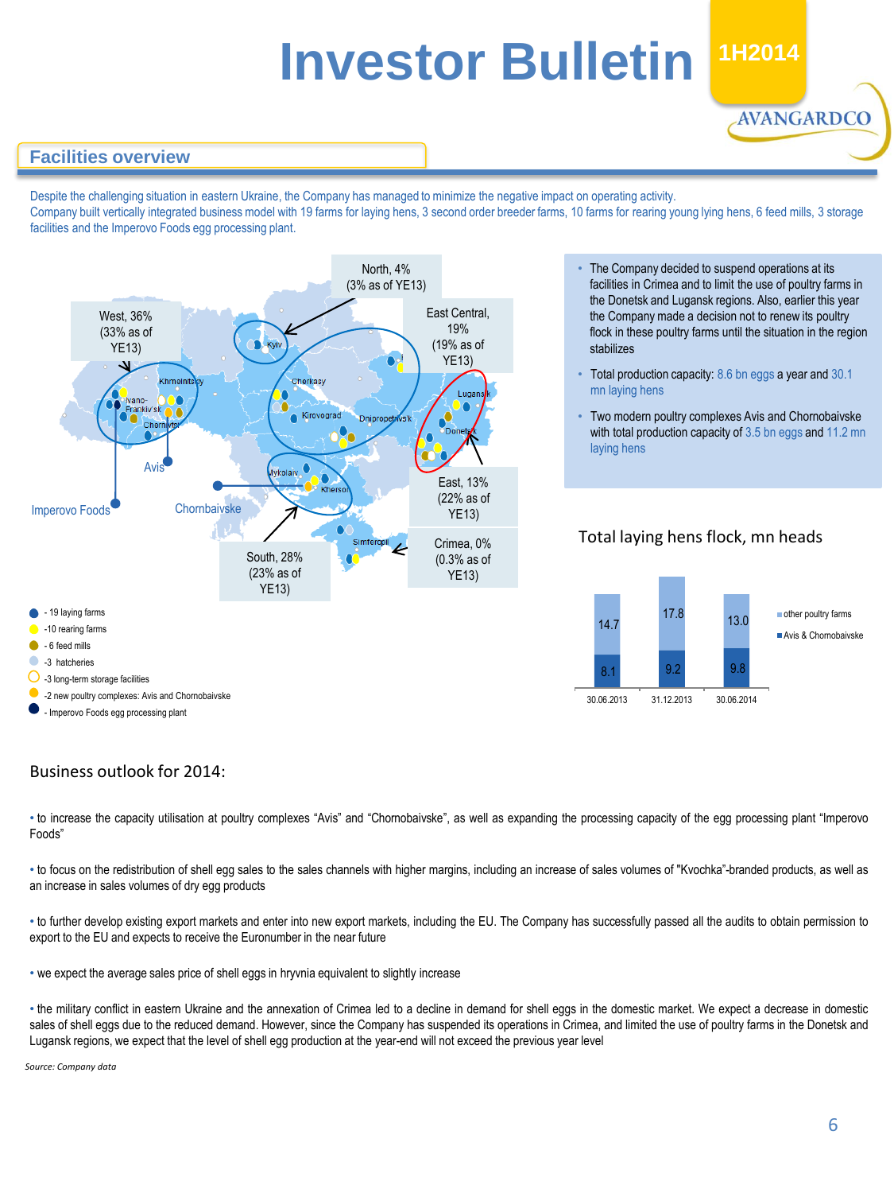# Investor Bulletin 1H2014

AVANGARDCO

## Facilities overview

Despite the challenging situation in eastern Ukraine, the Company has managed to minimize the negative impact on operating activity.
Company built vertically integrated business model with 19 farms for laying hens, 3 second order breeder farms, 10 farms for rearing young lying hens, 6 feed mills, 3 storage facilities and the Imperovo Foods egg processing plant.

North, 4%
(3% as of YE13)

West, 36%
(33% as of YE13)

East Central, 19%
(19% as of YE13)

East, 13%
(22% as of YE13)

South, 28%
(23% as of YE13)

Crimea, 0%
(0.3% as of YE13)

Kyiv
Khmelnitskiy
Ivano-Frankivsk
Chernivtsi
Cherkasy
Kirovograd
Dnipropetrovsk
Lugansk
Donetsk
Mykolaiv
Kherson
Simferopol

Avis
Imperovo Foods
Chornbaivske

- 19 laying farms
- 10 rearing farms
- 6 feed mills
- 3 hatcheries
- 3 long-term storage facilities
- 2 new poultry complexes: Avis and Chornobaivske
- Imperovo Foods egg processing plant

- The Company decided to suspend operations at its facilities in Crimea and to limit the use of poultry farms in the Donetsk and Lugansk regions. Also, earlier this year the Company made a decision not to renew its poultry flock in these poultry farms until the situation in the region stabilizes
- Total production capacity: 8.6 bn eggs a year and 30.1 mn laying hens
- Two modern poultry complexes Avis and Chornobaivske with total production capacity of 3.5 bn eggs and 11.2 mn laying hens

Total laying hens flock, mn heads

14.7
8.1
30.06.2013

17.8
9.2
31.12.2013

13.0
9.8
30.06.2014

other poultry farms
Avis & Chornobaivske

## Business outlook for 2014:

- to increase the capacity utilisation at poultry complexes “Avis” and “Chornobaivske”, as well as expanding the processing capacity of the egg processing plant “Imperovo Foods”
- to focus on the redistribution of shell egg sales to the sales channels with higher margins, including an increase of sales volumes of "Kvochka”-branded products, as well as an increase in sales volumes of dry egg products
- to further develop existing export markets and enter into new export markets, including the EU. The Company has successfully passed all the audits to obtain permission to export to the EU and expects to receive the Euronumber in the near future
- we expect the average sales price of shell eggs in hryvnia equivalent to slightly increase
- the military conflict in eastern Ukraine and the annexation of Crimea led to a decline in demand for shell eggs in the domestic market. We expect a decrease in domestic sales of shell eggs due to the reduced demand. However, since the Company has suspended its operations in Crimea, and limited the use of poultry farms in the Donetsk and Lugansk regions, we expect that the level of shell egg production at the year-end will not exceed the previous year level

*Source: Company data*